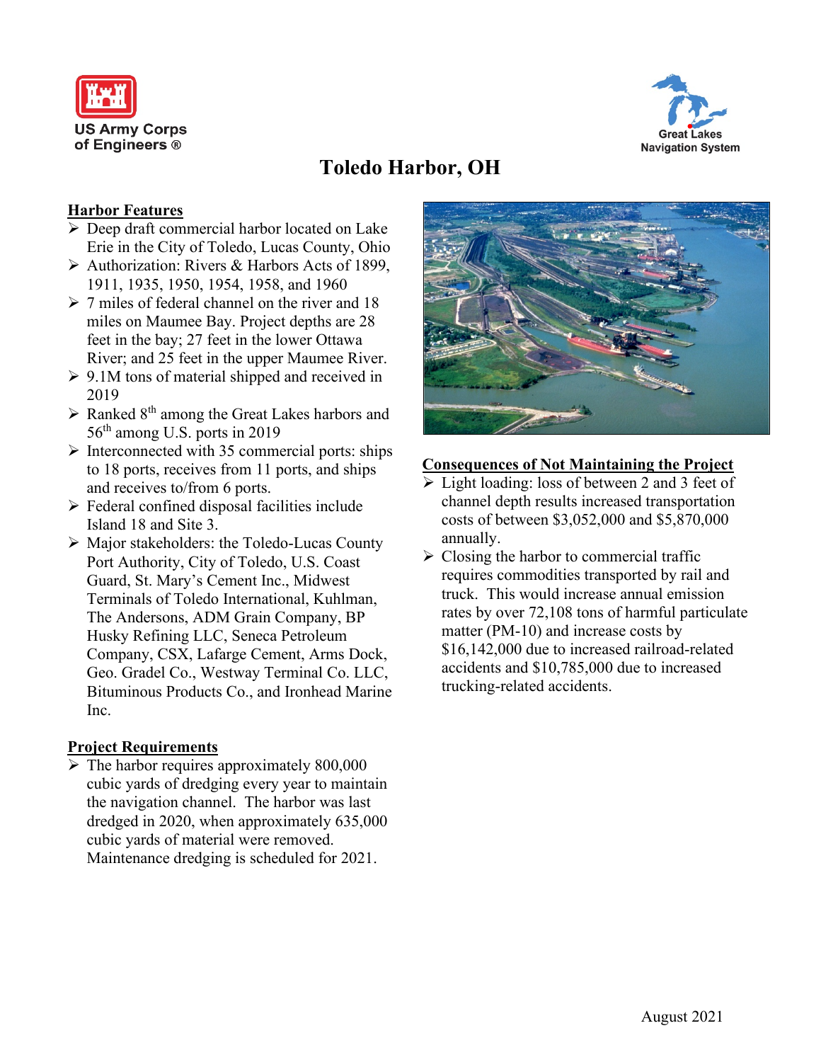US Army Corps of Engineers ®

Great Lakes Navigation System

# Toledo Harbor, OH

## Harbor Features

- Deep draft commercial harbor located on Lake Erie in the City of Toledo, Lucas County, Ohio
- Authorization: Rivers & Harbors Acts of 1899, 1911, 1935, 1950, 1954, 1958, and 1960
- 7 miles of federal channel on the river and 18 miles on Maumee Bay. Project depths are 28 feet in the bay; 27 feet in the lower Ottawa River; and 25 feet in the upper Maumee River.
- 9.1M tons of material shipped and received in 2019
- Ranked 8th among the Great Lakes harbors and 56th among U.S. ports in 2019
- Interconnected with 35 commercial ports: ships to 18 ports, receives from 11 ports, and ships and receives to/from 6 ports.
- Federal confined disposal facilities include Island 18 and Site 3.
- Major stakeholders: the Toledo-Lucas County Port Authority, City of Toledo, U.S. Coast Guard, St. Mary's Cement Inc., Midwest Terminals of Toledo International, Kuhlman, The Andersons, ADM Grain Company, BP Husky Refining LLC, Seneca Petroleum Company, CSX, Lafarge Cement, Arms Dock, Geo. Gradel Co., Westway Terminal Co. LLC, Bituminous Products Co., and Ironhead Marine Inc.

## Project Requirements

- The harbor requires approximately 800,000 cubic yards of dredging every year to maintain the navigation channel. The harbor was last dredged in 2020, when approximately 635,000 cubic yards of material were removed. Maintenance dredging is scheduled for 2021.

## Consequences of Not Maintaining the Project

- Light loading: loss of between 2 and 3 feet of channel depth results increased transportation costs of between $3,052,000 and $5,870,000 annually.
- Closing the harbor to commercial traffic requires commodities transported by rail and truck. This would increase annual emission rates by over 72,108 tons of harmful particulate matter (PM-10) and increase costs by $16,142,000 due to increased railroad-related accidents and $10,785,000 due to increased trucking-related accidents.

August 2021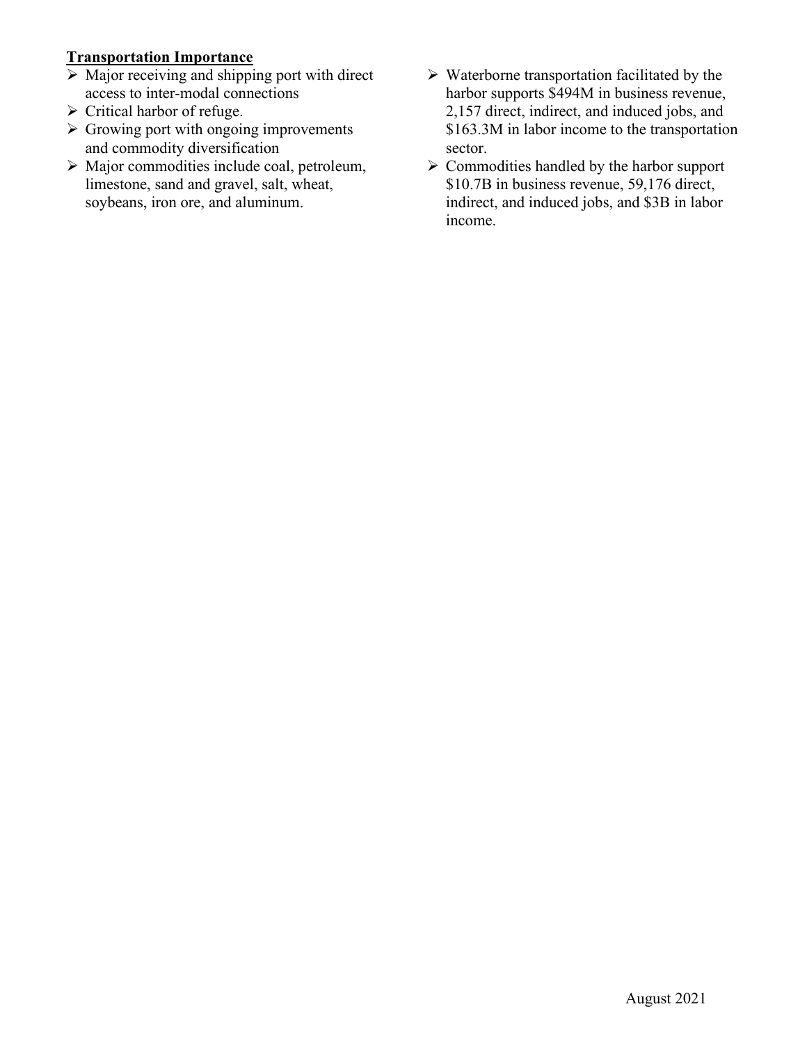**Transportation Importance**

- Major receiving and shipping port with direct access to inter-modal connections
- Critical harbor of refuge.
- Growing port with ongoing improvements and commodity diversification
- Major commodities include coal, petroleum, limestone, sand and gravel, salt, wheat, soybeans, iron ore, and aluminum.
- Waterborne transportation facilitated by the harbor supports $494M in business revenue, 2,157 direct, indirect, and induced jobs, and $163.3M in labor income to the transportation sector.
- Commodities handled by the harbor support $10.7B in business revenue, 59,176 direct, indirect, and induced jobs, and $3B in labor income.

August 2021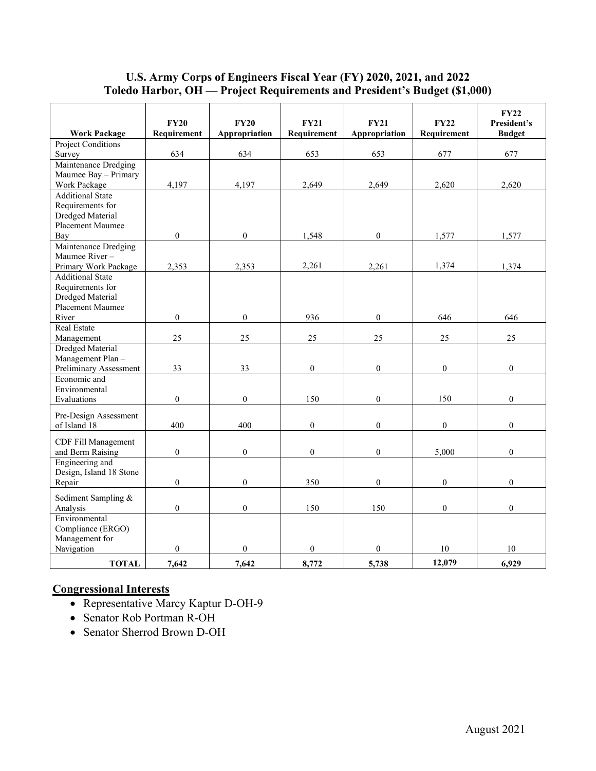# U.S. Army Corps of Engineers Fiscal Year (FY) 2020, 2021, and 2022
# Toledo Harbor, OH — Project Requirements and President's Budget ($1,000)

| Work Package | FY20 Requirement | FY20 Appropriation | FY21 Requirement | FY21 Appropriation | FY22 Requirement | FY22 President's Budget |
|---|---|---|---|---|---|---|
| Project Conditions Survey | 634 | 634 | 653 | 653 | 677 | 677 |
| Maintenance Dredging Maumee Bay – Primary Work Package | 4,197 | 4,197 | 2,649 | 2,649 | 2,620 | 2,620 |
| Additional State Requirements for Dredged Material Placement Maumee Bay | 0 | 0 | 1,548 | 0 | 1,577 | 1,577 |
| Maintenance Dredging Maumee River – Primary Work Package | 2,353 | 2,353 | 2,261 | 2,261 | 1,374 | 1,374 |
| Additional State Requirements for Dredged Material Placement Maumee River | 0 | 0 | 936 | 0 | 646 | 646 |
| Real Estate Management | 25 | 25 | 25 | 25 | 25 | 25 |
| Dredged Material Management Plan – Preliminary Assessment | 33 | 33 | 0 | 0 | 0 | 0 |
| Economic and Environmental Evaluations | 0 | 0 | 150 | 0 | 150 | 0 |
| Pre-Design Assessment of Island 18 | 400 | 400 | 0 | 0 | 0 | 0 |
| CDF Fill Management and Berm Raising | 0 | 0 | 0 | 0 | 5,000 | 0 |
| Engineering and Design, Island 18 Stone Repair | 0 | 0 | 350 | 0 | 0 | 0 |
| Sediment Sampling & Analysis | 0 | 0 | 150 | 150 | 0 | 0 |
| Environmental Compliance (ERGO) Management for Navigation | 0 | 0 | 0 | 0 | 10 | 10 |
| **TOTAL** | **7,642** | **7,642** | **8,772** | **5,738** | **12,079** | **6,929** |

## Congressional Interests

- Representative Marcy Kaptur D-OH-9
- Senator Rob Portman R-OH
- Senator Sherrod Brown D-OH

August 2021